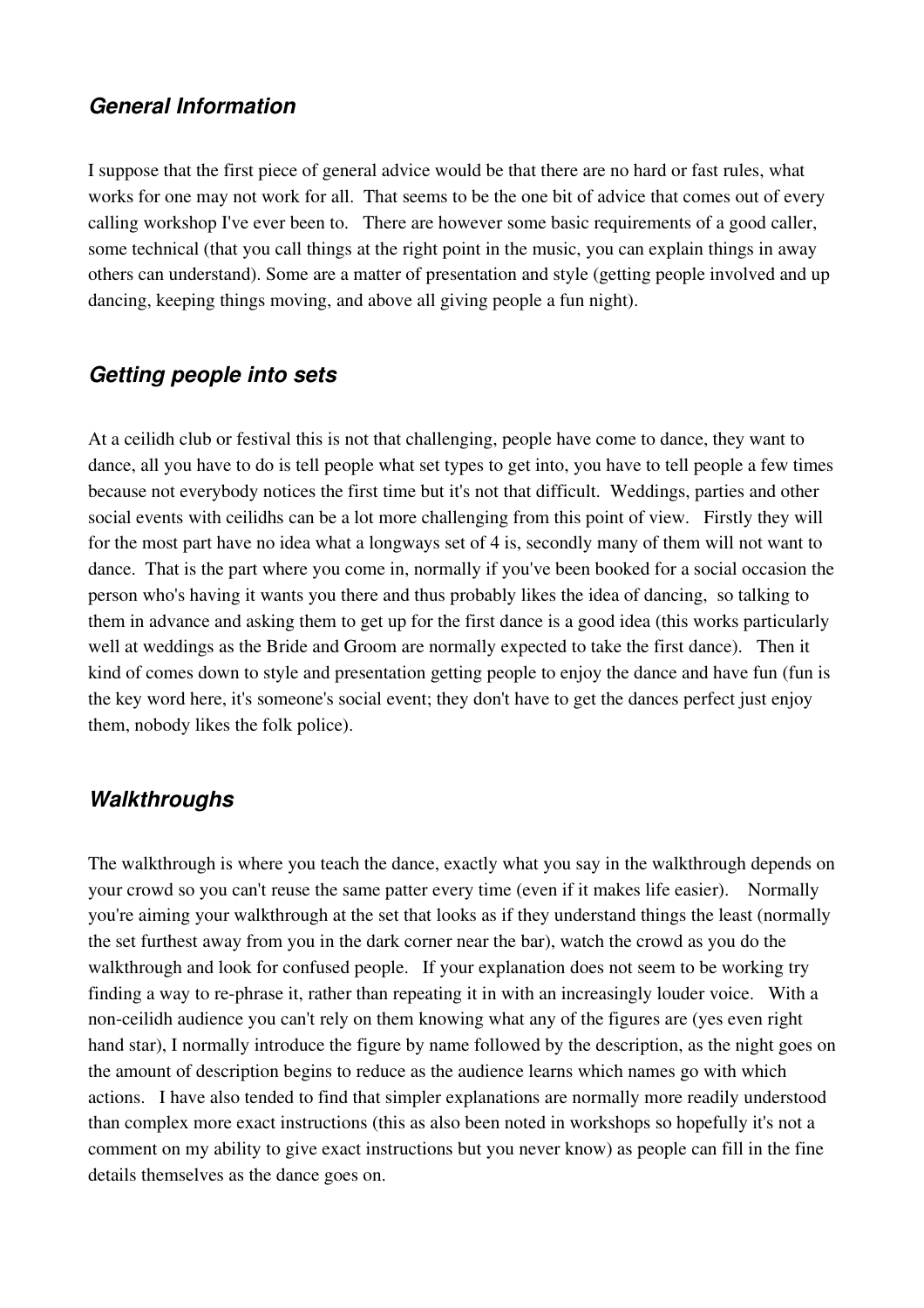## *General Information*

I suppose that the first piece of general advice would be that there are no hard or fast rules, what works for one may not work for all. That seems to be the one bit of advice that comes out of every calling workshop I've ever been to. There are however some basic requirements of a good caller, some technical (that you call things at the right point in the music, you can explain things in away others can understand). Some are a matter of presentation and style (getting people involved and up dancing, keeping things moving, and above all giving people a fun night).

## *Getting people into sets*

At a ceilidh club or festival this is not that challenging, people have come to dance, they want to dance, all you have to do is tell people what set types to get into, you have to tell people a few times because not everybody notices the first time but it's not that difficult. Weddings, parties and other social events with ceilidhs can be a lot more challenging from this point of view. Firstly they will for the most part have no idea what a longways set of 4 is, secondly many of them will not want to dance. That is the part where you come in, normally if you've been booked for a social occasion the person who's having it wants you there and thus probably likes the idea of dancing, so talking to them in advance and asking them to get up for the first dance is a good idea (this works particularly well at weddings as the Bride and Groom are normally expected to take the first dance). Then it kind of comes down to style and presentation getting people to enjoy the dance and have fun (fun is the key word here, it's someone's social event; they don't have to get the dances perfect just enjoy them, nobody likes the folk police).

## *Walkthroughs*

The walkthrough is where you teach the dance, exactly what you say in the walkthrough depends on your crowd so you can't reuse the same patter every time (even if it makes life easier). Normally you're aiming your walkthrough at the set that looks as if they understand things the least (normally the set furthest away from you in the dark corner near the bar), watch the crowd as you do the walkthrough and look for confused people. If your explanation does not seem to be working try finding a way to re-phrase it, rather than repeating it in with an increasingly louder voice. With a non-ceilidh audience you can't rely on them knowing what any of the figures are (yes even right hand star), I normally introduce the figure by name followed by the description, as the night goes on the amount of description begins to reduce as the audience learns which names go with which actions. I have also tended to find that simpler explanations are normally more readily understood than complex more exact instructions (this as also been noted in workshops so hopefully it's not a comment on my ability to give exact instructions but you never know) as people can fill in the fine details themselves as the dance goes on.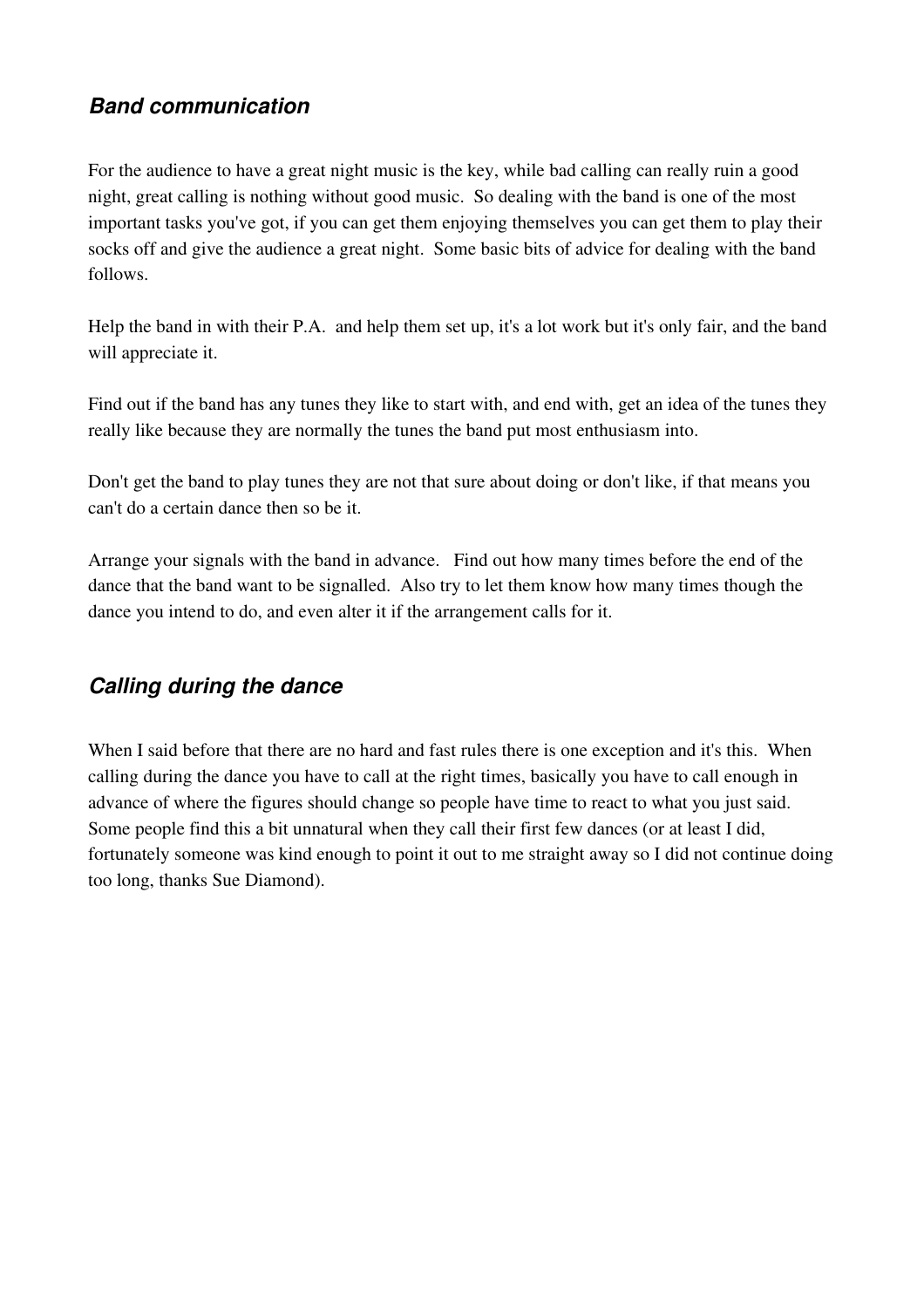### ***Band communication***

For the audience to have a great night music is the key, while bad calling can really ruin a good night, great calling is nothing without good music. So dealing with the band is one of the most important tasks you've got, if you can get them enjoying themselves you can get them to play their socks off and give the audience a great night. Some basic bits of advice for dealing with the band follows.

Help the band in with their P.A. and help them set up, it's a lot work but it's only fair, and the band will appreciate it.

Find out if the band has any tunes they like to start with, and end with, get an idea of the tunes they really like because they are normally the tunes the band put most enthusiasm into.

Don't get the band to play tunes they are not that sure about doing or don't like, if that means you can't do a certain dance then so be it.

Arrange your signals with the band in advance. Find out how many times before the end of the dance that the band want to be signalled. Also try to let them know how many times though the dance you intend to do, and even alter it if the arrangement calls for it.

### ***Calling during the dance***

When I said before that there are no hard and fast rules there is one exception and it's this. When calling during the dance you have to call at the right times, basically you have to call enough in advance of where the figures should change so people have time to react to what you just said. Some people find this a bit unnatural when they call their first few dances (or at least I did, fortunately someone was kind enough to point it out to me straight away so I did not continue doing too long, thanks Sue Diamond).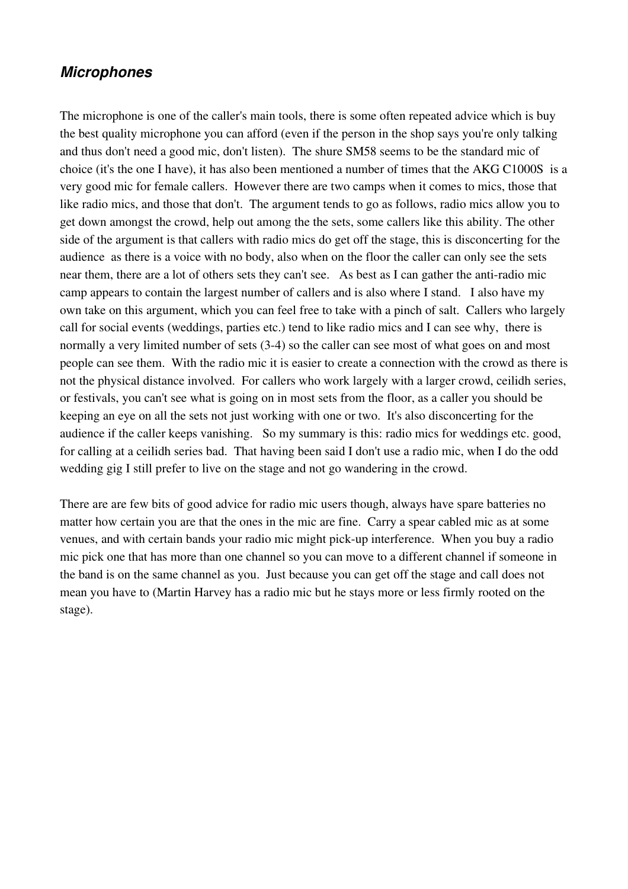## ***Microphones***

The microphone is one of the caller's main tools, there is some often repeated advice which is buy the best quality microphone you can afford (even if the person in the shop says you're only talking and thus don't need a good mic, don't listen). The shure SM58 seems to be the standard mic of choice (it's the one I have), it has also been mentioned a number of times that the AKG C1000S is a very good mic for female callers. However there are two camps when it comes to mics, those that like radio mics, and those that don't. The argument tends to go as follows, radio mics allow you to get down amongst the crowd, help out among the the sets, some callers like this ability. The other side of the argument is that callers with radio mics do get off the stage, this is disconcerting for the audience as there is a voice with no body, also when on the floor the caller can only see the sets near them, there are a lot of others sets they can't see. As best as I can gather the anti-radio mic camp appears to contain the largest number of callers and is also where I stand. I also have my own take on this argument, which you can feel free to take with a pinch of salt. Callers who largely call for social events (weddings, parties etc.) tend to like radio mics and I can see why, there is normally a very limited number of sets (3-4) so the caller can see most of what goes on and most people can see them. With the radio mic it is easier to create a connection with the crowd as there is not the physical distance involved. For callers who work largely with a larger crowd, ceilidh series, or festivals, you can't see what is going on in most sets from the floor, as a caller you should be keeping an eye on all the sets not just working with one or two. It's also disconcerting for the audience if the caller keeps vanishing. So my summary is this: radio mics for weddings etc. good, for calling at a ceilidh series bad. That having been said I don't use a radio mic, when I do the odd wedding gig I still prefer to live on the stage and not go wandering in the crowd.

There are are few bits of good advice for radio mic users though, always have spare batteries no matter how certain you are that the ones in the mic are fine. Carry a spear cabled mic as at some venues, and with certain bands your radio mic might pick-up interference. When you buy a radio mic pick one that has more than one channel so you can move to a different channel if someone in the band is on the same channel as you. Just because you can get off the stage and call does not mean you have to (Martin Harvey has a radio mic but he stays more or less firmly rooted on the stage).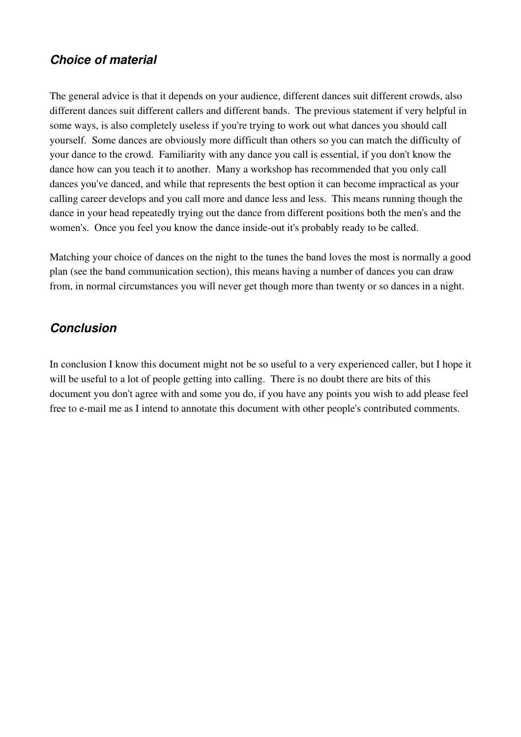## *Choice of material*

The general advice is that it depends on your audience, different dances suit different crowds, also different dances suit different callers and different bands. The previous statement if very helpful in some ways, is also completely useless if you're trying to work out what dances you should call yourself. Some dances are obviously more difficult than others so you can match the difficulty of your dance to the crowd. Familiarity with any dance you call is essential, if you don't know the dance how can you teach it to another. Many a workshop has recommended that you only call dances you've danced, and while that represents the best option it can become impractical as your calling career develops and you call more and dance less and less. This means running though the dance in your head repeatedly trying out the dance from different positions both the men's and the women's. Once you feel you know the dance inside-out it's probably ready to be called.

Matching your choice of dances on the night to the tunes the band loves the most is normally a good plan (see the band communication section), this means having a number of dances you can draw from, in normal circumstances you will never get though more than twenty or so dances in a night.

## *Conclusion*

In conclusion I know this document might not be so useful to a very experienced caller, but I hope it will be useful to a lot of people getting into calling. There is no doubt there are bits of this document you don't agree with and some you do, if you have any points you wish to add please feel free to e-mail me as I intend to annotate this document with other people's contributed comments.